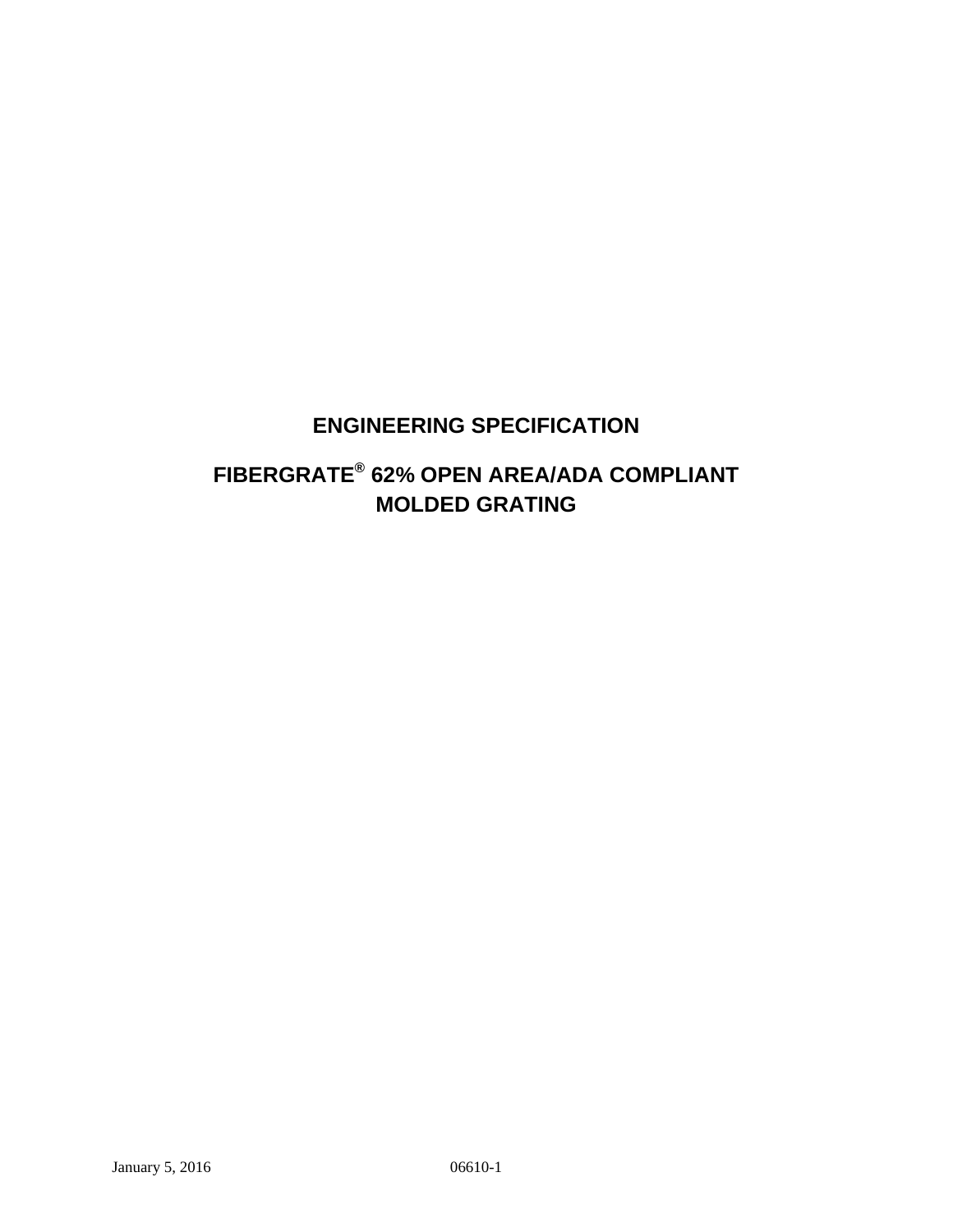# ENGINEERING SPECIFICATION

# FIBERGRATE® 62% OPEN AREA/ADA COMPLIANT MOLDED GRATING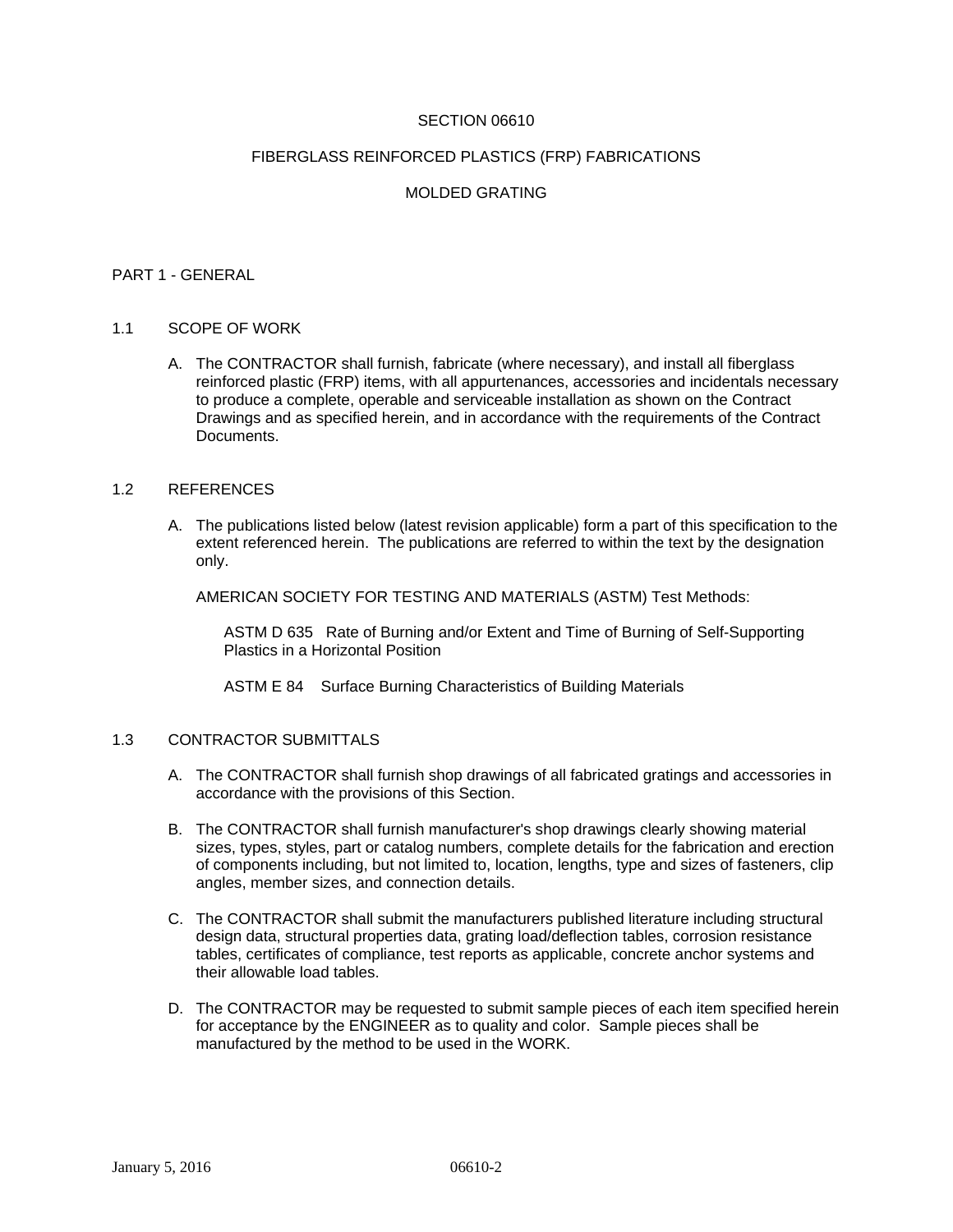# SECTION 06610

## FIBERGLASS REINFORCED PLASTICS (FRP) FABRICATIONS

## MOLDED GRATING

## PART 1 - GENERAL

### 1.1 SCOPE OF WORK

A. The CONTRACTOR shall furnish, fabricate (where necessary), and install all fiberglass reinforced plastic (FRP) items, with all appurtenances, accessories and incidentals necessary to produce a complete, operable and serviceable installation as shown on the Contract Drawings and as specified herein, and in accordance with the requirements of the Contract Documents.

### 1.2 REFERENCES

A. The publications listed below (latest revision applicable) form a part of this specification to the extent referenced herein. The publications are referred to within the text by the designation only.

AMERICAN SOCIETY FOR TESTING AND MATERIALS (ASTM) Test Methods:

ASTM D 635 Rate of Burning and/or Extent and Time of Burning of Self-Supporting Plastics in a Horizontal Position

ASTM E 84 Surface Burning Characteristics of Building Materials

### 1.3 CONTRACTOR SUBMITTALS

A. The CONTRACTOR shall furnish shop drawings of all fabricated gratings and accessories in accordance with the provisions of this Section.

B. The CONTRACTOR shall furnish manufacturer's shop drawings clearly showing material sizes, types, styles, part or catalog numbers, complete details for the fabrication and erection of components including, but not limited to, location, lengths, type and sizes of fasteners, clip angles, member sizes, and connection details.

C. The CONTRACTOR shall submit the manufacturers published literature including structural design data, structural properties data, grating load/deflection tables, corrosion resistance tables, certificates of compliance, test reports as applicable, concrete anchor systems and their allowable load tables.

D. The CONTRACTOR may be requested to submit sample pieces of each item specified herein for acceptance by the ENGINEER as to quality and color. Sample pieces shall be manufactured by the method to be used in the WORK.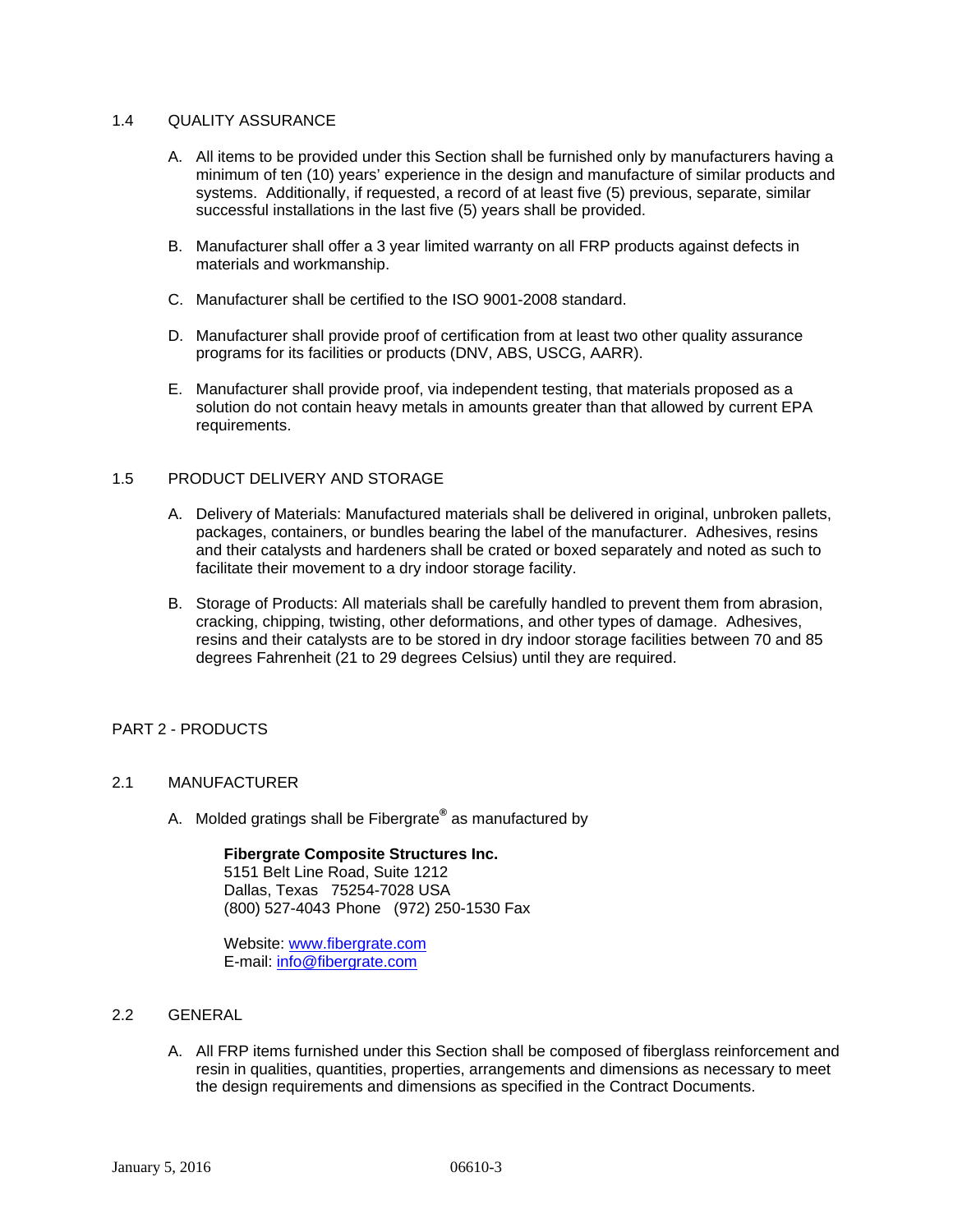## 1.4 QUALITY ASSURANCE

A. All items to be provided under this Section shall be furnished only by manufacturers having a minimum of ten (10) years' experience in the design and manufacture of similar products and systems. Additionally, if requested, a record of at least five (5) previous, separate, similar successful installations in the last five (5) years shall be provided.

B. Manufacturer shall offer a 3 year limited warranty on all FRP products against defects in materials and workmanship.

C. Manufacturer shall be certified to the ISO 9001-2008 standard.

D. Manufacturer shall provide proof of certification from at least two other quality assurance programs for its facilities or products (DNV, ABS, USCG, AARR).

E. Manufacturer shall provide proof, via independent testing, that materials proposed as a solution do not contain heavy metals in amounts greater than that allowed by current EPA requirements.

## 1.5 PRODUCT DELIVERY AND STORAGE

A. Delivery of Materials: Manufactured materials shall be delivered in original, unbroken pallets, packages, containers, or bundles bearing the label of the manufacturer. Adhesives, resins and their catalysts and hardeners shall be crated or boxed separately and noted as such to facilitate their movement to a dry indoor storage facility.

B. Storage of Products: All materials shall be carefully handled to prevent them from abrasion, cracking, chipping, twisting, other deformations, and other types of damage. Adhesives, resins and their catalysts are to be stored in dry indoor storage facilities between 70 and 85 degrees Fahrenheit (21 to 29 degrees Celsius) until they are required.

# PART 2 - PRODUCTS

## 2.1 MANUFACTURER

A. Molded gratings shall be Fibergrate® as manufactured by

**Fibergrate Composite Structures Inc.**
5151 Belt Line Road, Suite 1212
Dallas, Texas 75254-7028 USA
(800) 527-4043 Phone (972) 250-1530 Fax

Website: www.fibergrate.com
E-mail: info@fibergrate.com

## 2.2 GENERAL

A. All FRP items furnished under this Section shall be composed of fiberglass reinforcement and resin in qualities, quantities, properties, arrangements and dimensions as necessary to meet the design requirements and dimensions as specified in the Contract Documents.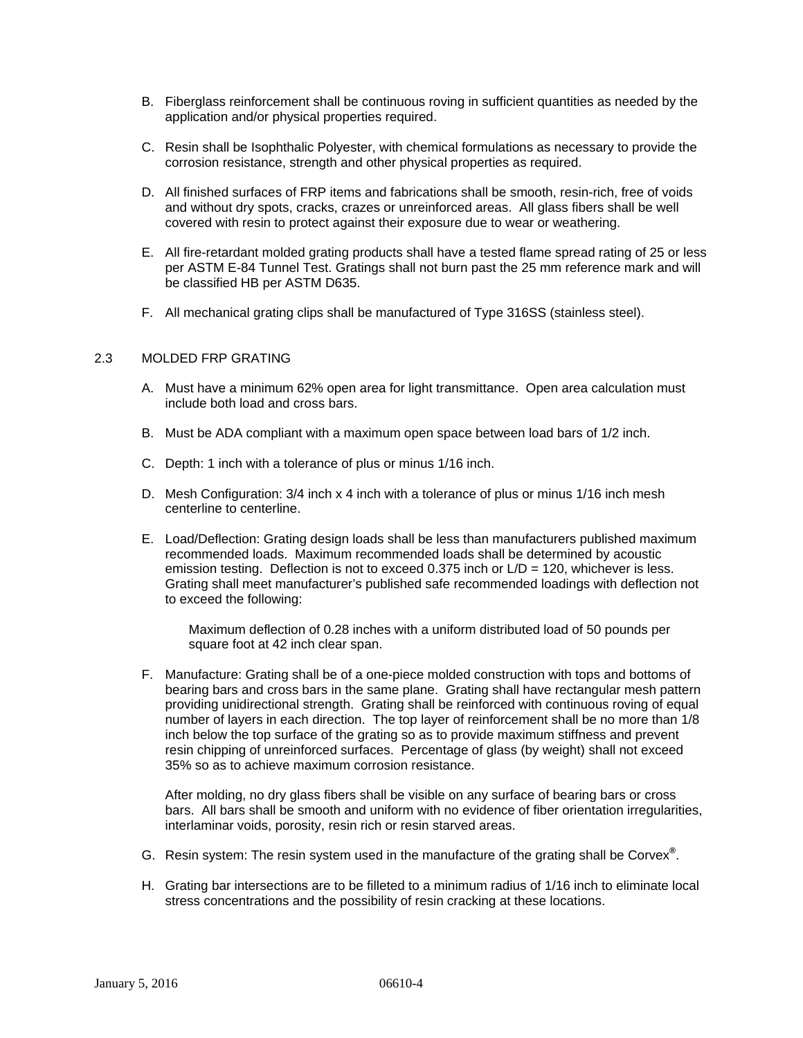B. Fiberglass reinforcement shall be continuous roving in sufficient quantities as needed by the application and/or physical properties required.

C. Resin shall be Isophthalic Polyester, with chemical formulations as necessary to provide the corrosion resistance, strength and other physical properties as required.

D. All finished surfaces of FRP items and fabrications shall be smooth, resin-rich, free of voids and without dry spots, cracks, crazes or unreinforced areas. All glass fibers shall be well covered with resin to protect against their exposure due to wear or weathering.

E. All fire-retardant molded grating products shall have a tested flame spread rating of 25 or less per ASTM E-84 Tunnel Test. Gratings shall not burn past the 25 mm reference mark and will be classified HB per ASTM D635.

F. All mechanical grating clips shall be manufactured of Type 316SS (stainless steel).

## 2.3 MOLDED FRP GRATING

A. Must have a minimum 62% open area for light transmittance. Open area calculation must include both load and cross bars.

B. Must be ADA compliant with a maximum open space between load bars of 1/2 inch.

C. Depth: 1 inch with a tolerance of plus or minus 1/16 inch.

D. Mesh Configuration: 3/4 inch x 4 inch with a tolerance of plus or minus 1/16 inch mesh centerline to centerline.

E. Load/Deflection: Grating design loads shall be less than manufacturers published maximum recommended loads. Maximum recommended loads shall be determined by acoustic emission testing. Deflection is not to exceed 0.375 inch or L/D = 120, whichever is less. Grating shall meet manufacturer's published safe recommended loadings with deflection not to exceed the following:

   Maximum deflection of 0.28 inches with a uniform distributed load of 50 pounds per square foot at 42 inch clear span.

F. Manufacture: Grating shall be of a one-piece molded construction with tops and bottoms of bearing bars and cross bars in the same plane. Grating shall have rectangular mesh pattern providing unidirectional strength. Grating shall be reinforced with continuous roving of equal number of layers in each direction. The top layer of reinforcement shall be no more than 1/8 inch below the top surface of the grating so as to provide maximum stiffness and prevent resin chipping of unreinforced surfaces. Percentage of glass (by weight) shall not exceed 35% so as to achieve maximum corrosion resistance.

   After molding, no dry glass fibers shall be visible on any surface of bearing bars or cross bars. All bars shall be smooth and uniform with no evidence of fiber orientation irregularities, interlaminar voids, porosity, resin rich or resin starved areas.

G. Resin system: The resin system used in the manufacture of the grating shall be Corvex®.

H. Grating bar intersections are to be filleted to a minimum radius of 1/16 inch to eliminate local stress concentrations and the possibility of resin cracking at these locations.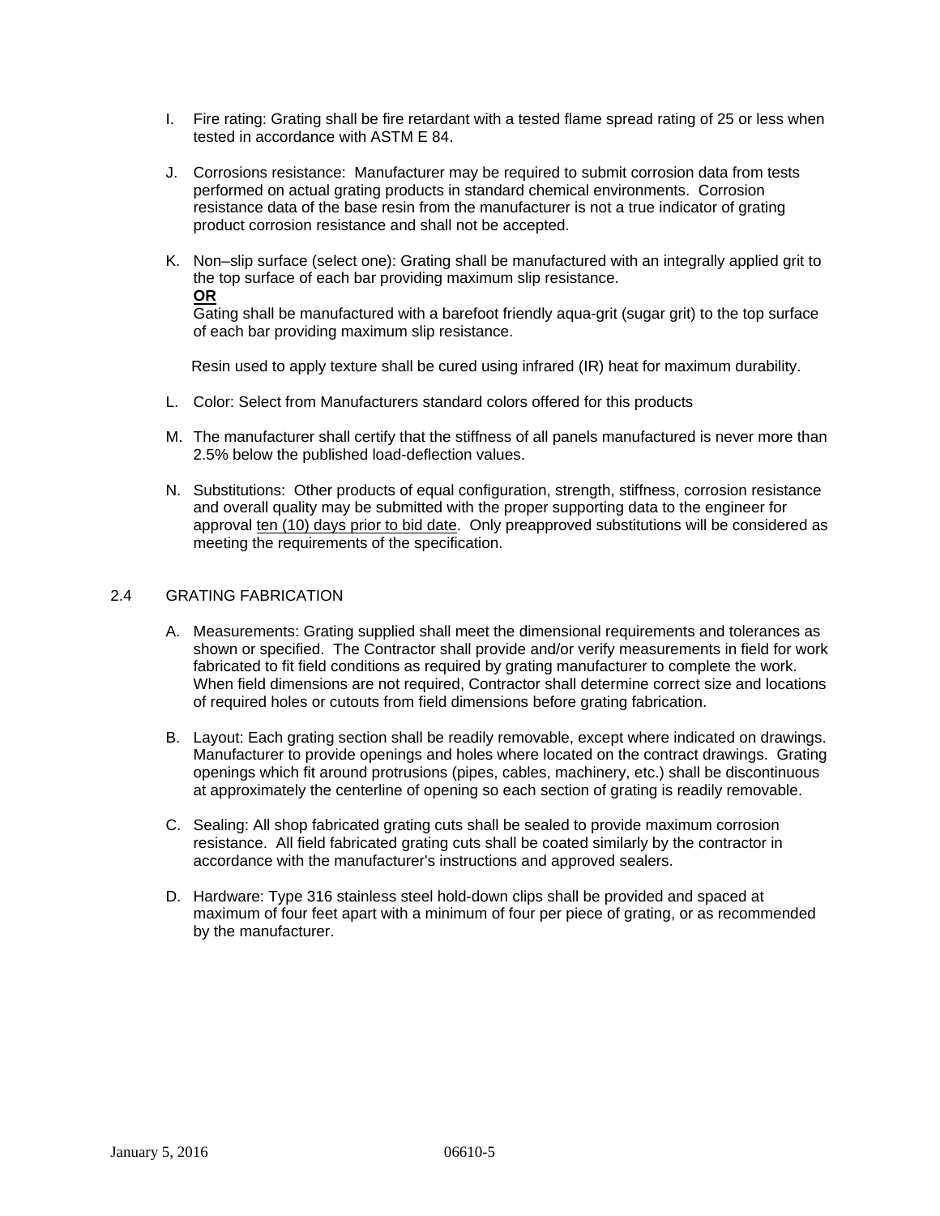I. Fire rating: Grating shall be fire retardant with a tested flame spread rating of 25 or less when tested in accordance with ASTM E 84.

J. Corrosions resistance: Manufacturer may be required to submit corrosion data from tests performed on actual grating products in standard chemical environments. Corrosion resistance data of the base resin from the manufacturer is not a true indicator of grating product corrosion resistance and shall not be accepted.

K. Non–slip surface (select one): Grating shall be manufactured with an integrally applied grit to the top surface of each bar providing maximum slip resistance.
**<u>OR</u>**
Gating shall be manufactured with a barefoot friendly aqua-grit (sugar grit) to the top surface of each bar providing maximum slip resistance.

Resin used to apply texture shall be cured using infrared (IR) heat for maximum durability.

L. Color: Select from Manufacturers standard colors offered for this products

M. The manufacturer shall certify that the stiffness of all panels manufactured is never more than 2.5% below the published load-deflection values.

N. Substitutions: Other products of equal configuration, strength, stiffness, corrosion resistance and overall quality may be submitted with the proper supporting data to the engineer for approval <u>ten (10) days prior to bid date</u>. Only preapproved substitutions will be considered as meeting the requirements of the specification.

## 2.4 GRATING FABRICATION

A. Measurements: Grating supplied shall meet the dimensional requirements and tolerances as shown or specified. The Contractor shall provide and/or verify measurements in field for work fabricated to fit field conditions as required by grating manufacturer to complete the work. When field dimensions are not required, Contractor shall determine correct size and locations of required holes or cutouts from field dimensions before grating fabrication.

B. Layout: Each grating section shall be readily removable, except where indicated on drawings. Manufacturer to provide openings and holes where located on the contract drawings. Grating openings which fit around protrusions (pipes, cables, machinery, etc.) shall be discontinuous at approximately the centerline of opening so each section of grating is readily removable.

C. Sealing: All shop fabricated grating cuts shall be sealed to provide maximum corrosion resistance. All field fabricated grating cuts shall be coated similarly by the contractor in accordance with the manufacturer's instructions and approved sealers.

D. Hardware: Type 316 stainless steel hold-down clips shall be provided and spaced at maximum of four feet apart with a minimum of four per piece of grating, or as recommended by the manufacturer.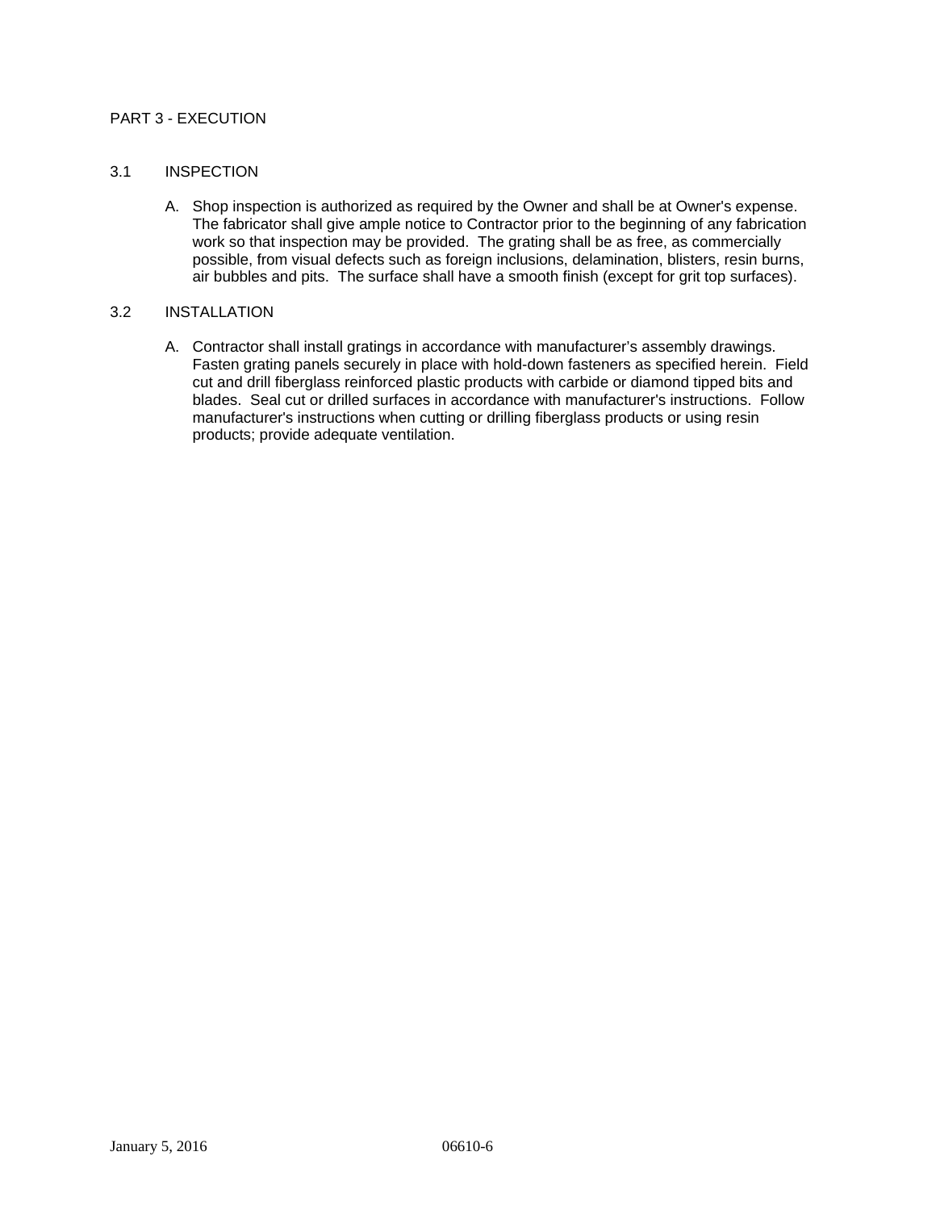## PART 3 - EXECUTION

### 3.1 INSPECTION

A. Shop inspection is authorized as required by the Owner and shall be at Owner's expense. The fabricator shall give ample notice to Contractor prior to the beginning of any fabrication work so that inspection may be provided. The grating shall be as free, as commercially possible, from visual defects such as foreign inclusions, delamination, blisters, resin burns, air bubbles and pits. The surface shall have a smooth finish (except for grit top surfaces).

### 3.2 INSTALLATION

A. Contractor shall install gratings in accordance with manufacturer's assembly drawings. Fasten grating panels securely in place with hold-down fasteners as specified herein. Field cut and drill fiberglass reinforced plastic products with carbide or diamond tipped bits and blades. Seal cut or drilled surfaces in accordance with manufacturer's instructions. Follow manufacturer's instructions when cutting or drilling fiberglass products or using resin products; provide adequate ventilation.